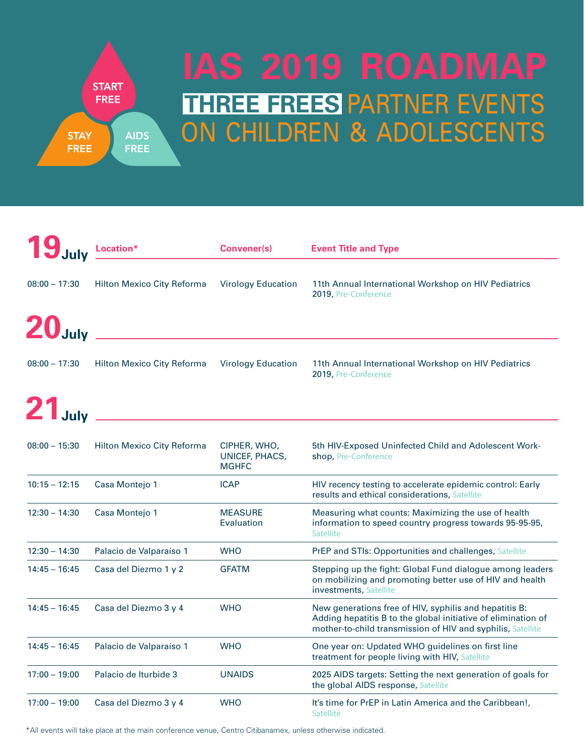START FREE

STAY FREE

AIDS FREE

# IAS 2019 ROADMAP

## THREE FREES PARTNER EVENTS ON CHILDREN & ADOLESCENTS

## 19 July

| Time | Location* | Convener(s) | Event Title and Type |
|---|---|---|---|
| 08:00 – 17:30 | Hilton Mexico City Reforma | Virology Education | 11th Annual International Workshop on HIV Pediatrics 2019, Pre-Conference |

## 20 July

| Time | Location* | Convener(s) | Event Title and Type |
|---|---|---|---|
| 08:00 – 17:30 | Hilton Mexico City Reforma | Virology Education | 11th Annual International Workshop on HIV Pediatrics 2019, Pre-Conference |

## 21 July

| Time | Location* | Convener(s) | Event Title and Type |
|---|---|---|---|
| 08:00 – 15:30 | Hilton Mexico City Reforma | CIPHER, WHO, UNICEF, PHACS, MGHFC | 5th HIV-Exposed Uninfected Child and Adolescent Workshop, Pre-Conference |
| 10:15 – 12:15 | Casa Montejo 1 | ICAP | HIV recency testing to accelerate epidemic control: Early results and ethical considerations, Satellite |
| 12:30 – 14:30 | Casa Montejo 1 | MEASURE Evaluation | Measuring what counts: Maximizing the use of health information to speed country progress towards 95-95-95, Satellite |
| 12:30 – 14:30 | Palacio de Valparaíso 1 | WHO | PrEP and STIs: Opportunities and challenges, Satellite |
| 14:45 – 16:45 | Casa del Diezmo 1 y 2 | GFATM | Stepping up the fight: Global Fund dialogue among leaders on mobilizing and promoting better use of HIV and health investments, Satellite |
| 14:45 – 16:45 | Casa del Diezmo 3 y 4 | WHO | New generations free of HIV, syphilis and hepatitis B: Adding hepatitis B to the global initiative of elimination of mother-to-child transmission of HIV and syphilis, Satellite |
| 14:45 – 16:45 | Palacio de Valparaíso 1 | WHO | One year on: Updated WHO guidelines on first line treatment for people living with HIV, Satellite |
| 17:00 – 19:00 | Palacio de Iturbide 3 | UNAIDS | 2025 AIDS targets: Setting the next generation of goals for the global AIDS response, Satellite |
| 17:00 – 19:00 | Casa del Diezmo 3 y 4 | WHO | It's time for PrEP in Latin America and the Caribbean!, Satellite |

*All events will take place at the main conference venue, Centro Citibanamex, unless otherwise indicated.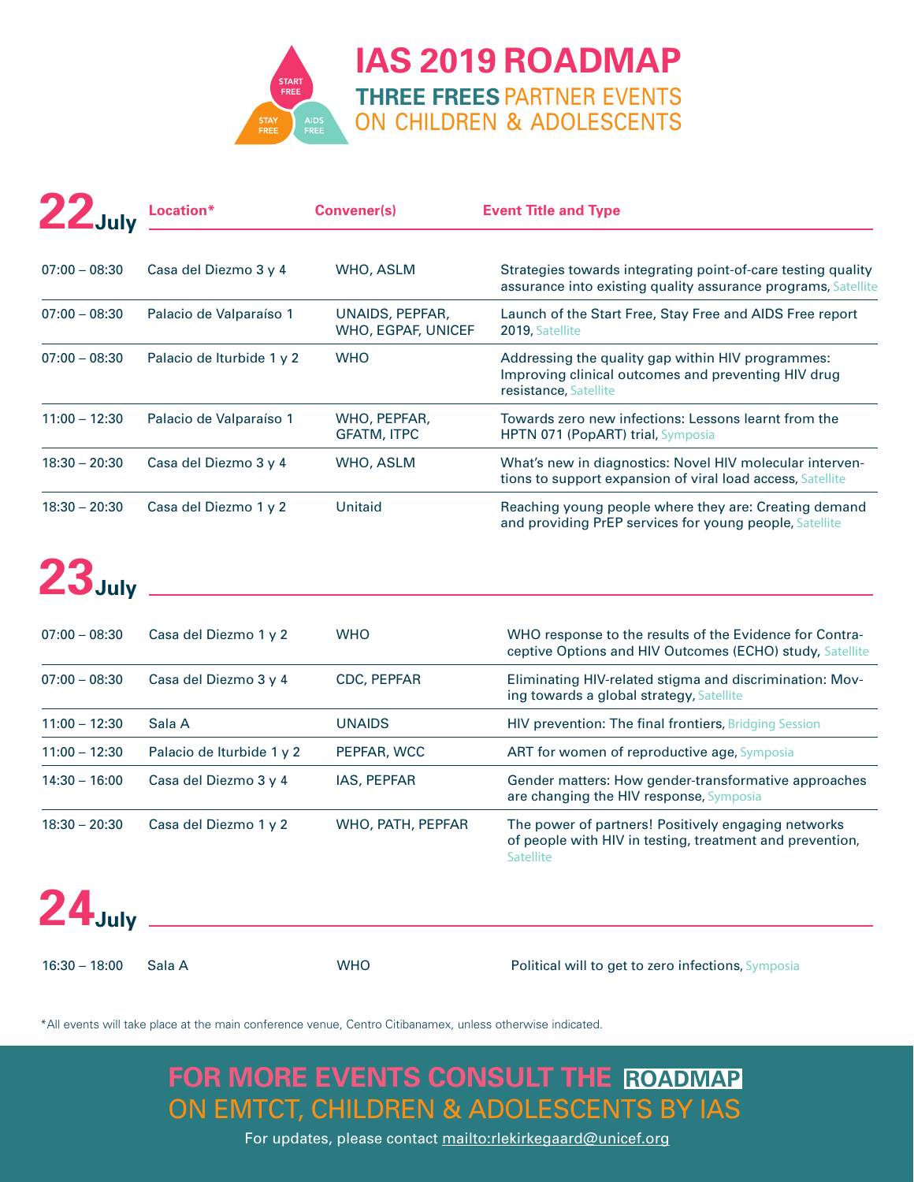# IAS 2019 ROADMAP

## THREE FREES PARTNER EVENTS ON CHILDREN & ADOLESCENTS

START FREE
STAY FREE
AIDS FREE

## 22 July

| | Location* | Convener(s) | Event Title and Type |
|---|---|---|---|
| 07:00 – 08:30 | Casa del Diezmo 3 y 4 | WHO, ASLM | Strategies towards integrating point-of-care testing quality assurance into existing quality assurance programs, Satellite |
| 07:00 – 08:30 | Palacio de Valparaíso 1 | UNAIDS, PEPFAR, WHO, EGPAF, UNICEF | Launch of the Start Free, Stay Free and AIDS Free report 2019, Satellite |
| 07:00 – 08:30 | Palacio de Iturbide 1 y 2 | WHO | Addressing the quality gap within HIV programmes: Improving clinical outcomes and preventing HIV drug resistance, Satellite |
| 11:00 – 12:30 | Palacio de Valparaíso 1 | WHO, PEPFAR, GFATM, ITPC | Towards zero new infections: Lessons learnt from the HPTN 071 (PopART) trial, Symposia |
| 18:30 – 20:30 | Casa del Diezmo 3 y 4 | WHO, ASLM | What's new in diagnostics: Novel HIV molecular interventions to support expansion of viral load access, Satellite |
| 18:30 – 20:30 | Casa del Diezmo 1 y 2 | Unitaid | Reaching young people where they are: Creating demand and providing PrEP services for young people, Satellite |

## 23 July

| | | | |
|---|---|---|---|
| 07:00 – 08:30 | Casa del Diezmo 1 y 2 | WHO | WHO response to the results of the Evidence for Contraceptive Options and HIV Outcomes (ECHO) study, Satellite |
| 07:00 – 08:30 | Casa del Diezmo 3 y 4 | CDC, PEPFAR | Eliminating HIV-related stigma and discrimination: Moving towards a global strategy, Satellite |
| 11:00 – 12:30 | Sala A | UNAIDS | HIV prevention: The final frontiers, Bridging Session |
| 11:00 – 12:30 | Palacio de Iturbide 1 y 2 | PEPFAR, WCC | ART for women of reproductive age, Symposia |
| 14:30 – 16:00 | Casa del Diezmo 3 y 4 | IAS, PEPFAR | Gender matters: How gender-transformative approaches are changing the HIV response, Symposia |
| 18:30 – 20:30 | Casa del Diezmo 1 y 2 | WHO, PATH, PEPFAR | The power of partners! Positively engaging networks of people with HIV in testing, treatment and prevention, Satellite |

## 24 July

| | | | |
|---|---|---|---|
| 16:30 – 18:00 | Sala A | WHO | Political will to get to zero infections, Symposia |

*All events will take place at the main conference venue, Centro Citibanamex, unless otherwise indicated.

**FOR MORE EVENTS CONSULT THE ROADMAP ON EMTCT, CHILDREN & ADOLESCENTS BY IAS**

For updates, please contact mailto:rlekirkegaard@unicef.org